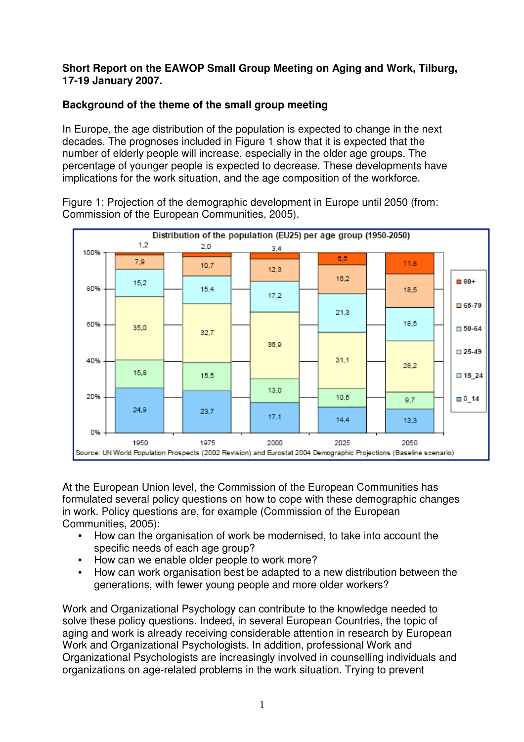**Short Report on the EAWOP Small Group Meeting on Aging and Work, Tilburg, 17-19 January 2007.**

**Background of the theme of the small group meeting**

In Europe, the age distribution of the population is expected to change in the next decades. The prognoses included in Figure 1 show that it is expected that the number of elderly people will increase, especially in the older age groups. The percentage of younger people is expected to decrease. These developments have implications for the work situation, and the age composition of the workforce.

Figure 1: Projection of the demographic development in Europe until 2050 (from: Commission of the European Communities, 2005).

**Distribution of the population (EU25) per age group (1950-2050)**

| Age group | 1950 | 1975 | 2000 | 2025 | 2050 |
|---|---|---|---|---|---|
| 80+ | 1,2 | 2,0 | 3,4 | 6,5 | 11,8 |
| 65-79 | 7,9 | 10,7 | 12,3 | 16,2 | 18,5 |
| 50-64 | 15,2 | 15,4 | 17,2 | 21,3 | 18,5 |
| 25-49 | 35,0 | 32,7 | 36,9 | 31,1 | 28,2 |
| 15_24 | 15,8 | 15,5 | 13,0 | 10,5 | 9,7 |
| 0_14 | 24,9 | 23,7 | 17,1 | 14,4 | 13,3 |

Source: UN World Population Prospects (2002 Revision) and Eurostat 2004 Demographic Projections (Baseline scenario)

At the European Union level, the Commission of the European Communities has formulated several policy questions on how to cope with these demographic changes in work. Policy questions are, for example (Commission of the European Communities, 2005):

- How can the organisation of work be modernised, to take into account the specific needs of each age group?
- How can we enable older people to work more?
- How can work organisation best be adapted to a new distribution between the generations, with fewer young people and more older workers?

Work and Organizational Psychology can contribute to the knowledge needed to solve these policy questions. Indeed, in several European Countries, the topic of aging and work is already receiving considerable attention in research by European Work and Organizational Psychologists. In addition, professional Work and Organizational Psychologists are increasingly involved in counselling individuals and organizations on age-related problems in the work situation. Trying to prevent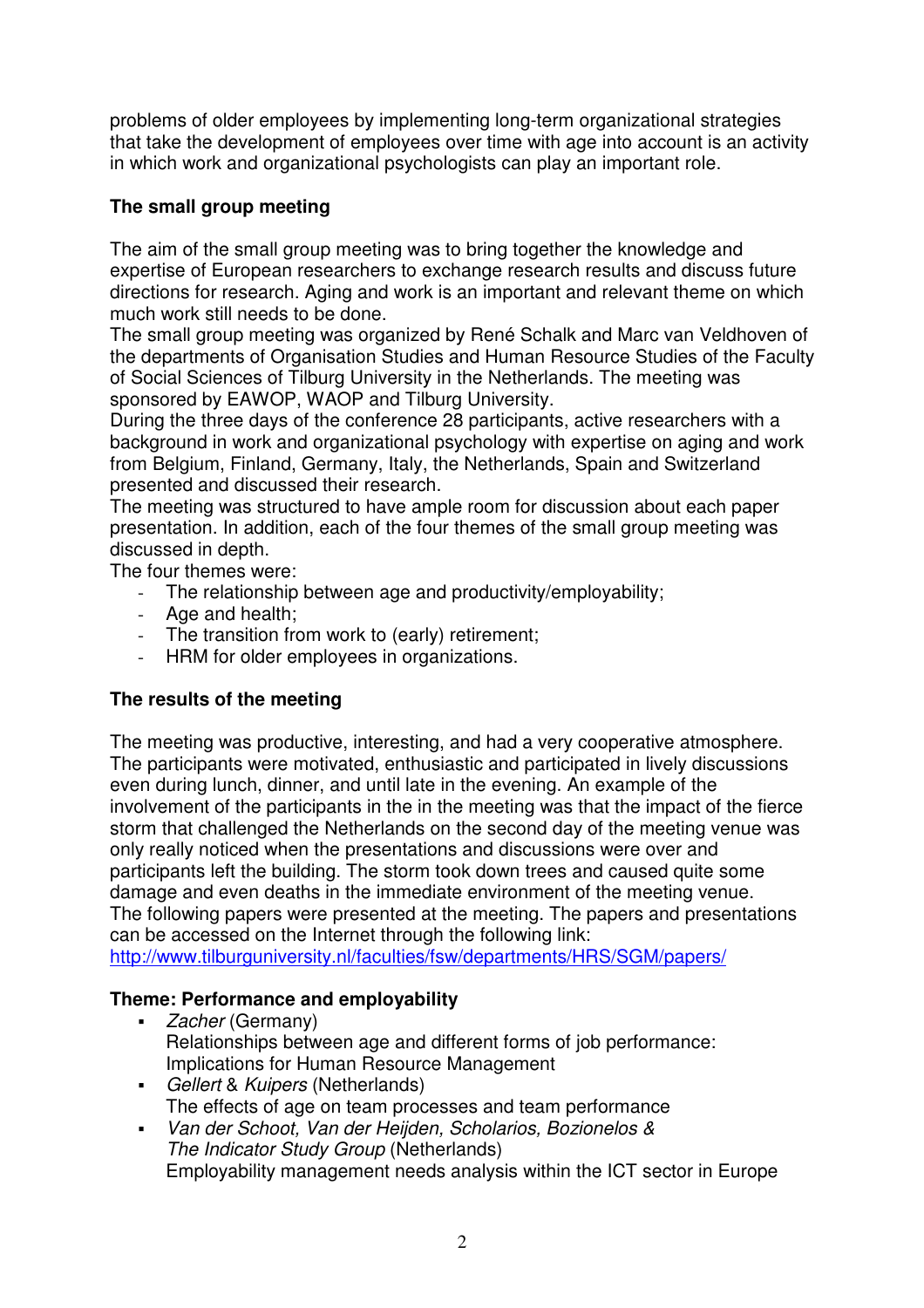problems of older employees by implementing long-term organizational strategies that take the development of employees over time with age into account is an activity in which work and organizational psychologists can play an important role.

### The small group meeting

The aim of the small group meeting was to bring together the knowledge and expertise of European researchers to exchange research results and discuss future directions for research. Aging and work is an important and relevant theme on which much work still needs to be done.
The small group meeting was organized by René Schalk and Marc van Veldhoven of the departments of Organisation Studies and Human Resource Studies of the Faculty of Social Sciences of Tilburg University in the Netherlands. The meeting was sponsored by EAWOP, WAOP and Tilburg University.
During the three days of the conference 28 participants, active researchers with a background in work and organizational psychology with expertise on aging and work from Belgium, Finland, Germany, Italy, the Netherlands, Spain and Switzerland presented and discussed their research.
The meeting was structured to have ample room for discussion about each paper presentation. In addition, each of the four themes of the small group meeting was discussed in depth.
The four themes were:

- The relationship between age and productivity/employability;
- Age and health;
- The transition from work to (early) retirement;
- HRM for older employees in organizations.

### The results of the meeting

The meeting was productive, interesting, and had a very cooperative atmosphere. The participants were motivated, enthusiastic and participated in lively discussions even during lunch, dinner, and until late in the evening. An example of the involvement of the participants in the in the meeting was that the impact of the fierce storm that challenged the Netherlands on the second day of the meeting venue was only really noticed when the presentations and discussions were over and participants left the building. The storm took down trees and caused quite some damage and even deaths in the immediate environment of the meeting venue.
The following papers were presented at the meeting. The papers and presentations can be accessed on the Internet through the following link:
http://www.tilburguniversity.nl/faculties/fsw/departments/HRS/SGM/papers/

### Theme: Performance and employability

- *Zacher* (Germany)
  Relationships between age and different forms of job performance: Implications for Human Resource Management
- *Gellert* & *Kuipers* (Netherlands)
  The effects of age on team processes and team performance
- *Van der Schoot, Van der Heijden, Scholarios, Bozionelos & The Indicator Study Group* (Netherlands)
  Employability management needs analysis within the ICT sector in Europe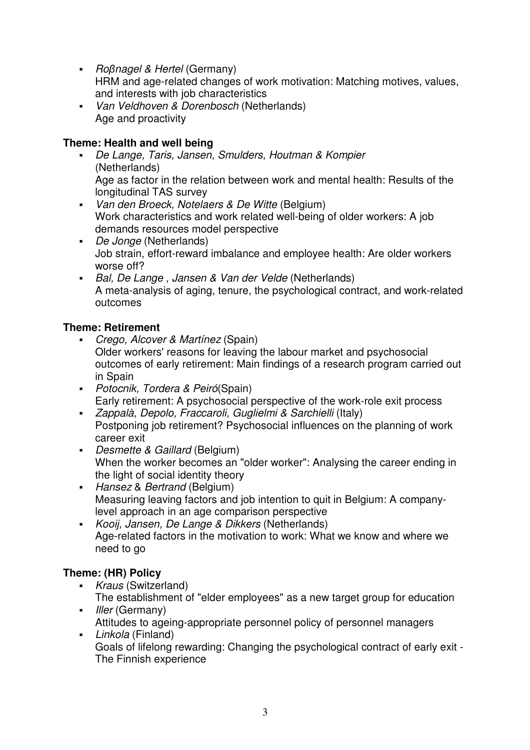- *Roßnagel & Hertel* (Germany)
  HRM and age-related changes of work motivation: Matching motives, values, and interests with job characteristics
- *Van Veldhoven & Dorenbosch* (Netherlands)
  Age and proactivity

**Theme: Health and well being**

- *De Lange, Taris, Jansen, Smulders, Houtman & Kompier* (Netherlands)
  Age as factor in the relation between work and mental health: Results of the longitudinal TAS survey
- *Van den Broeck, Notelaers & De Witte* (Belgium)
  Work characteristics and work related well-being of older workers: A job demands resources model perspective
- *De Jonge* (Netherlands)
  Job strain, effort-reward imbalance and employee health: Are older workers worse off?
- *Bal, De Lange , Jansen & Van der Velde* (Netherlands)
  A meta-analysis of aging, tenure, the psychological contract, and work-related outcomes

**Theme: Retirement**

- *Crego, Alcover & Martínez* (Spain)
  Older workers' reasons for leaving the labour market and psychosocial outcomes of early retirement: Main findings of a research program carried out in Spain
- *Potocnik, Tordera & Peiró*(Spain)
  Early retirement: A psychosocial perspective of the work-role exit process
- *Zappalà, Depolo, Fraccaroli, Guglielmi & Sarchielli* (Italy)
  Postponing job retirement? Psychosocial influences on the planning of work career exit
- *Desmette & Gaillard* (Belgium)
  When the worker becomes an "older worker": Analysing the career ending in the light of social identity theory
- *Hansez* & *Bertrand* (Belgium)
  Measuring leaving factors and job intention to quit in Belgium: A company-level approach in an age comparison perspective
- *Kooij, Jansen, De Lange & Dikkers* (Netherlands)
  Age-related factors in the motivation to work: What we know and where we need to go

**Theme: (HR) Policy**

- *Kraus* (Switzerland)
  The establishment of "elder employees" as a new target group for education
- *Iller* (Germany)
  Attitudes to ageing-appropriate personnel policy of personnel managers
- *Linkola* (Finland)
  Goals of lifelong rewarding: Changing the psychological contract of early exit - The Finnish experience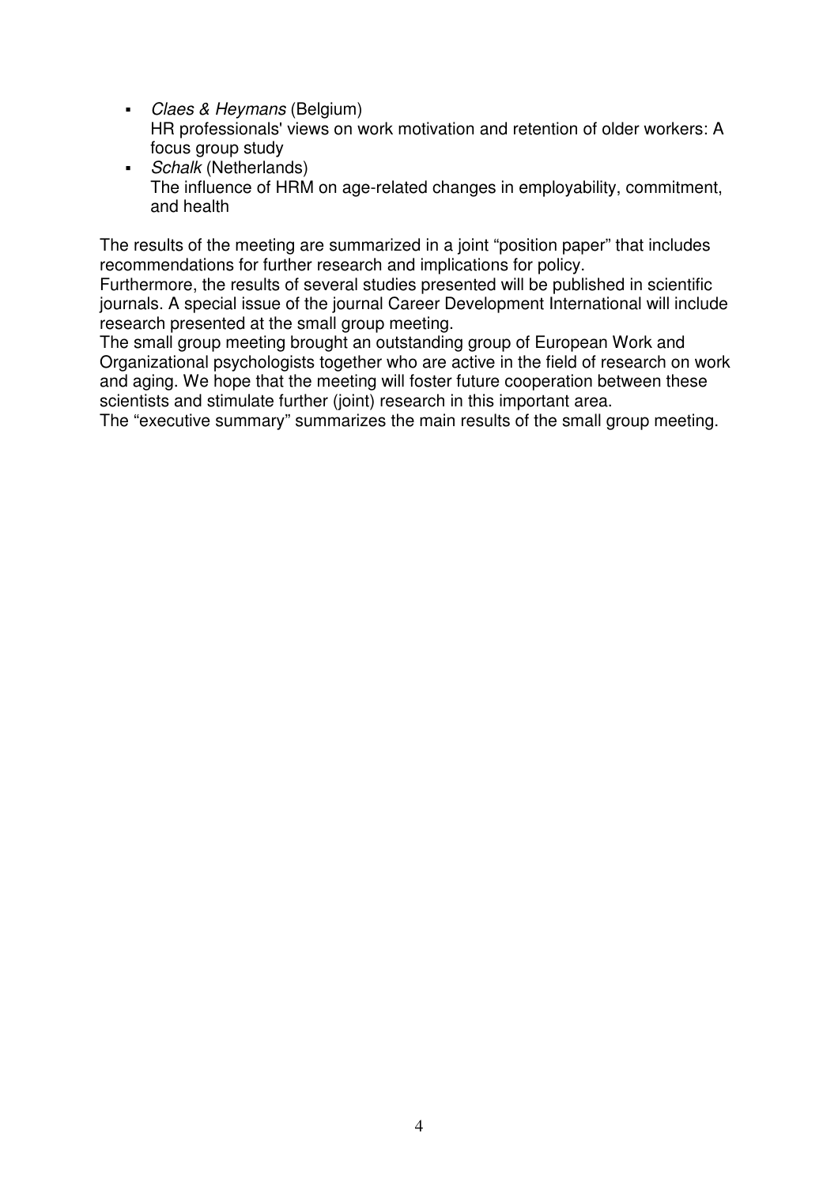- *Claes & Heymans* (Belgium)
  HR professionals' views on work motivation and retention of older workers: A focus group study
- *Schalk* (Netherlands)
  The influence of HRM on age-related changes in employability, commitment, and health

The results of the meeting are summarized in a joint “position paper” that includes recommendations for further research and implications for policy.
Furthermore, the results of several studies presented will be published in scientific journals. A special issue of the journal Career Development International will include research presented at the small group meeting.
The small group meeting brought an outstanding group of European Work and Organizational psychologists together who are active in the field of research on work and aging. We hope that the meeting will foster future cooperation between these scientists and stimulate further (joint) research in this important area.
The “executive summary” summarizes the main results of the small group meeting.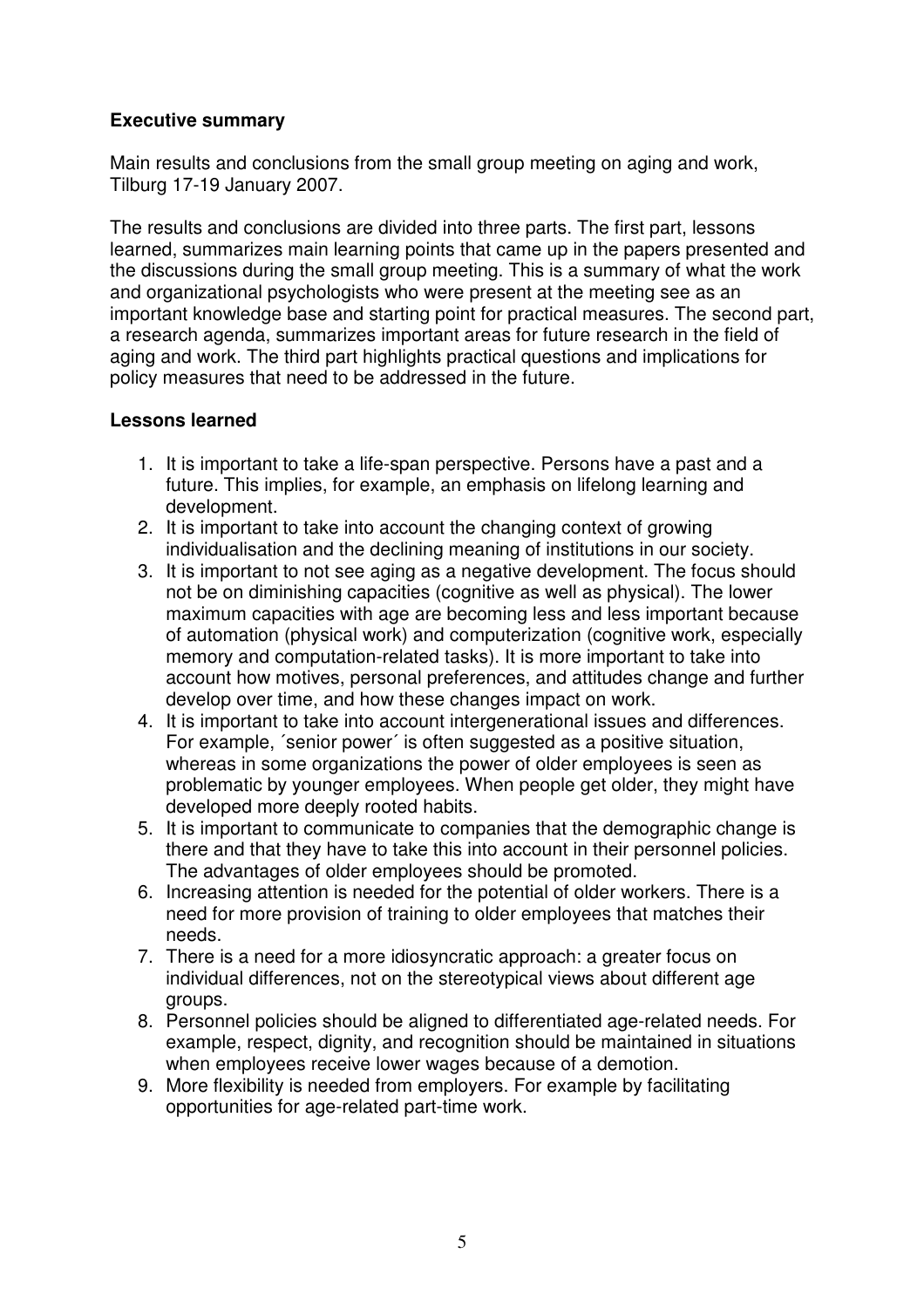## Executive summary

Main results and conclusions from the small group meeting on aging and work, Tilburg 17-19 January 2007.

The results and conclusions are divided into three parts. The first part, lessons learned, summarizes main learning points that came up in the papers presented and the discussions during the small group meeting. This is a summary of what the work and organizational psychologists who were present at the meeting see as an important knowledge base and starting point for practical measures. The second part, a research agenda, summarizes important areas for future research in the field of aging and work. The third part highlights practical questions and implications for policy measures that need to be addressed in the future.

### Lessons learned

1. It is important to take a life-span perspective. Persons have a past and a future. This implies, for example, an emphasis on lifelong learning and development.
2. It is important to take into account the changing context of growing individualisation and the declining meaning of institutions in our society.
3. It is important to not see aging as a negative development. The focus should not be on diminishing capacities (cognitive as well as physical). The lower maximum capacities with age are becoming less and less important because of automation (physical work) and computerization (cognitive work, especially memory and computation-related tasks). It is more important to take into account how motives, personal preferences, and attitudes change and further develop over time, and how these changes impact on work.
4. It is important to take into account intergenerational issues and differences. For example, ´senior power´ is often suggested as a positive situation, whereas in some organizations the power of older employees is seen as problematic by younger employees. When people get older, they might have developed more deeply rooted habits.
5. It is important to communicate to companies that the demographic change is there and that they have to take this into account in their personnel policies. The advantages of older employees should be promoted.
6. Increasing attention is needed for the potential of older workers. There is a need for more provision of training to older employees that matches their needs.
7. There is a need for a more idiosyncratic approach: a greater focus on individual differences, not on the stereotypical views about different age groups.
8. Personnel policies should be aligned to differentiated age-related needs. For example, respect, dignity, and recognition should be maintained in situations when employees receive lower wages because of a demotion.
9. More flexibility is needed from employers. For example by facilitating opportunities for age-related part-time work.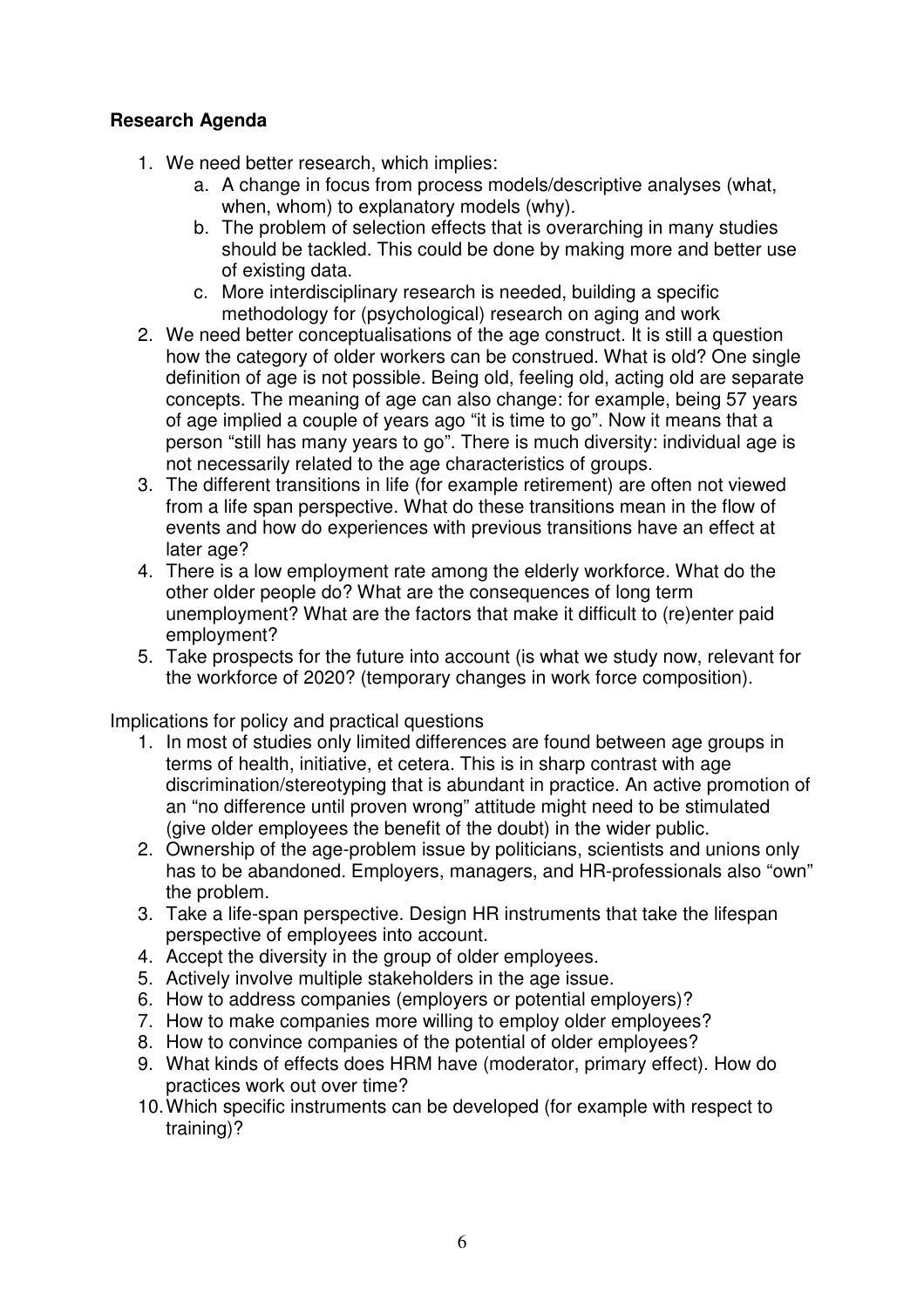**Research Agenda**

1. We need better research, which implies:
    a. A change in focus from process models/descriptive analyses (what, when, whom) to explanatory models (why).
    b. The problem of selection effects that is overarching in many studies should be tackled. This could be done by making more and better use of existing data.
    c. More interdisciplinary research is needed, building a specific methodology for (psychological) research on aging and work
2. We need better conceptualisations of the age construct. It is still a question how the category of older workers can be construed. What is old? One single definition of age is not possible. Being old, feeling old, acting old are separate concepts. The meaning of age can also change: for example, being 57 years of age implied a couple of years ago “it is time to go”. Now it means that a person “still has many years to go”. There is much diversity: individual age is not necessarily related to the age characteristics of groups.
3. The different transitions in life (for example retirement) are often not viewed from a life span perspective. What do these transitions mean in the flow of events and how do experiences with previous transitions have an effect at later age?
4. There is a low employment rate among the elderly workforce. What do the other older people do? What are the consequences of long term unemployment? What are the factors that make it difficult to (re)enter paid employment?
5. Take prospects for the future into account (is what we study now, relevant for the workforce of 2020? (temporary changes in work force composition).

Implications for policy and practical questions

1. In most of studies only limited differences are found between age groups in terms of health, initiative, et cetera. This is in sharp contrast with age discrimination/stereotyping that is abundant in practice. An active promotion of an “no difference until proven wrong” attitude might need to be stimulated (give older employees the benefit of the doubt) in the wider public.
2. Ownership of the age-problem issue by politicians, scientists and unions only has to be abandoned. Employers, managers, and HR-professionals also “own” the problem.
3. Take a life-span perspective. Design HR instruments that take the lifespan perspective of employees into account.
4. Accept the diversity in the group of older employees.
5. Actively involve multiple stakeholders in the age issue.
6. How to address companies (employers or potential employers)?
7. How to make companies more willing to employ older employees?
8. How to convince companies of the potential of older employees?
9. What kinds of effects does HRM have (moderator, primary effect). How do practices work out over time?
10. Which specific instruments can be developed (for example with respect to training)?